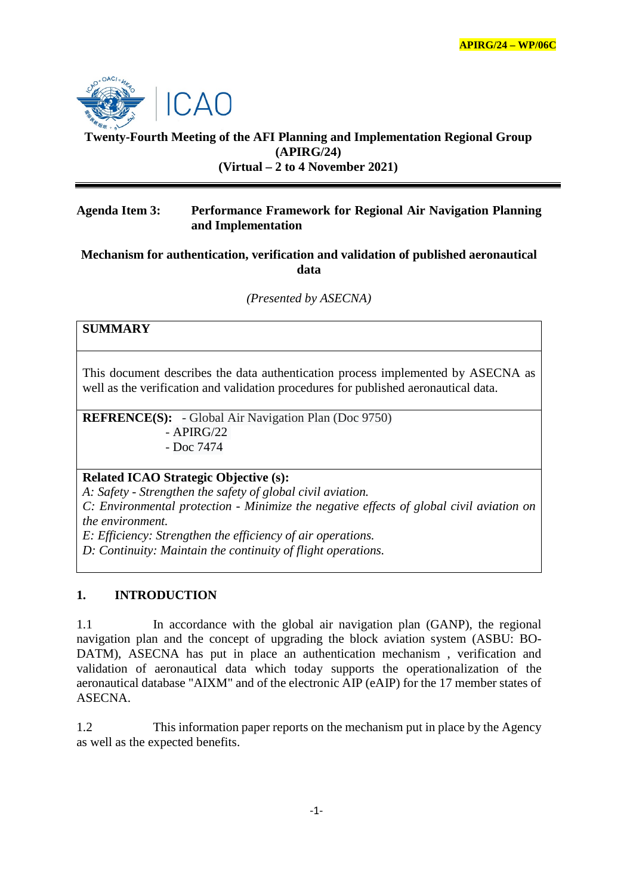APIRG/24 – WP/06C

**Twenty-Fourth Meeting of the AFI Planning and Implementation Regional Group (APIRG/24)**
**(Virtual – 2 to 4 November 2021)**

---

**Agenda Item 3:** **Performance Framework for Regional Air Navigation Planning and Implementation**

**Mechanism for authentication, verification and validation of published aeronautical data**

*(Presented by ASECNA)*

| **SUMMARY** |
|---|
| This document describes the data authentication process implemented by ASECNA as well as the verification and validation procedures for published aeronautical data. |
| **REFRENCE(S):** - Global Air Navigation Plan (Doc 9750)<br>- APIRG/22<br>- Doc 7474 |
| **Related ICAO Strategic Objective (s):**<br>*A: Safety - Strengthen the safety of global civil aviation.*<br>*C: Environmental protection - Minimize the negative effects of global civil aviation on the environment.*<br>*E: Efficiency: Strengthen the efficiency of air operations.*<br>*D: Continuity: Maintain the continuity of flight operations.* |

## 1. INTRODUCTION

1.1 In accordance with the global air navigation plan (GANP), the regional navigation plan and the concept of upgrading the block aviation system (ASBU: BO-DATM), ASECNA has put in place an authentication mechanism , verification and validation of aeronautical data which today supports the operationalization of the aeronautical database "AIXM" and of the electronic AIP (eAIP) for the 17 member states of ASECNA.

1.2 This information paper reports on the mechanism put in place by the Agency as well as the expected benefits.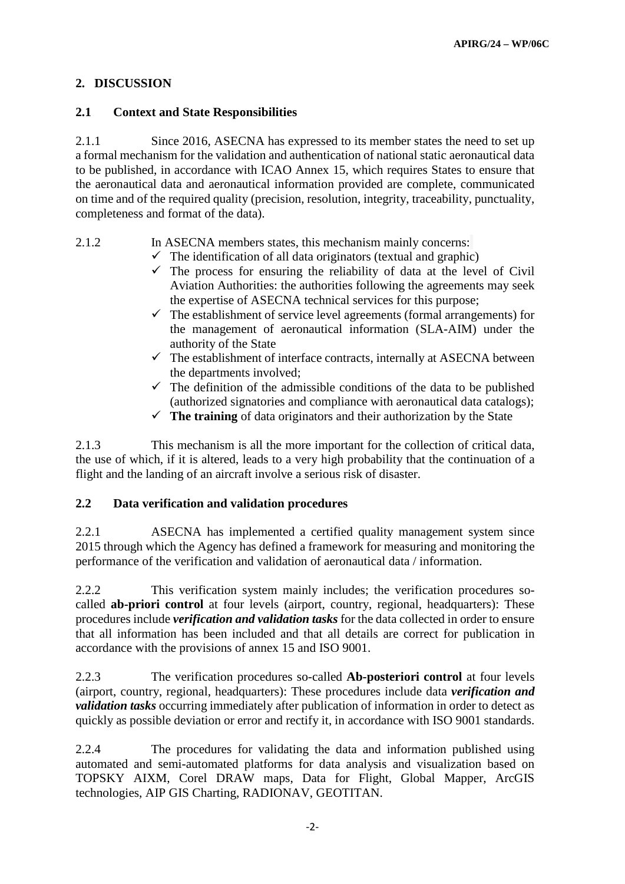## 2. DISCUSSION

### 2.1 Context and State Responsibilities

2.1.1 Since 2016, ASECNA has expressed to its member states the need to set up a formal mechanism for the validation and authentication of national static aeronautical data to be published, in accordance with ICAO Annex 15, which requires States to ensure that the aeronautical data and aeronautical information provided are complete, communicated on time and of the required quality (precision, resolution, integrity, traceability, punctuality, completeness and format of the data).

2.1.2 In ASECNA members states, this mechanism mainly concerns:

- ✓ The identification of all data originators (textual and graphic)
- ✓ The process for ensuring the reliability of data at the level of Civil Aviation Authorities: the authorities following the agreements may seek the expertise of ASECNA technical services for this purpose;
- ✓ The establishment of service level agreements (formal arrangements) for the management of aeronautical information (SLA-AIM) under the authority of the State
- ✓ The establishment of interface contracts, internally at ASECNA between the departments involved;
- ✓ The definition of the admissible conditions of the data to be published (authorized signatories and compliance with aeronautical data catalogs);
- ✓ **The training** of data originators and their authorization by the State

2.1.3 This mechanism is all the more important for the collection of critical data, the use of which, if it is altered, leads to a very high probability that the continuation of a flight and the landing of an aircraft involve a serious risk of disaster.

### 2.2 Data verification and validation procedures

2.2.1 ASECNA has implemented a certified quality management system since 2015 through which the Agency has defined a framework for measuring and monitoring the performance of the verification and validation of aeronautical data / information.

2.2.2 This verification system mainly includes; the verification procedures so-called **ab-priori control** at four levels (airport, country, regional, headquarters): These procedures include ***verification and validation tasks*** for the data collected in order to ensure that all information has been included and that all details are correct for publication in accordance with the provisions of annex 15 and ISO 9001.

2.2.3 The verification procedures so-called **Ab-posteriori control** at four levels (airport, country, regional, headquarters): These procedures include data ***verification and validation tasks*** occurring immediately after publication of information in order to detect as quickly as possible deviation or error and rectify it, in accordance with ISO 9001 standards.

2.2.4 The procedures for validating the data and information published using automated and semi-automated platforms for data analysis and visualization based on TOPSKY AIXM, Corel DRAW maps, Data for Flight, Global Mapper, ArcGIS technologies, AIP GIS Charting, RADIONAV, GEOTITAN.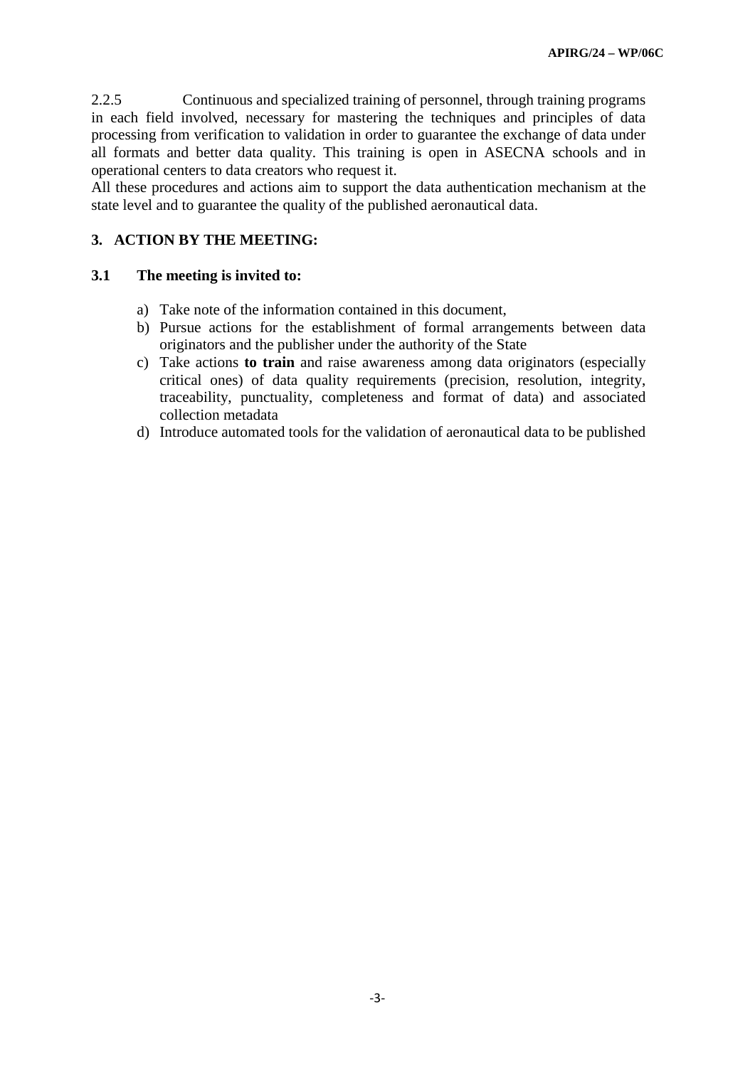2.2.5 Continuous and specialized training of personnel, through training programs in each field involved, necessary for mastering the techniques and principles of data processing from verification to validation in order to guarantee the exchange of data under all formats and better data quality. This training is open in ASECNA schools and in operational centers to data creators who request it.

All these procedures and actions aim to support the data authentication mechanism at the state level and to guarantee the quality of the published aeronautical data.

## 3. ACTION BY THE MEETING:

### 3.1 The meeting is invited to:

a) Take note of the information contained in this document,
b) Pursue actions for the establishment of formal arrangements between data originators and the publisher under the authority of the State
c) Take actions **to train** and raise awareness among data originators (especially critical ones) of data quality requirements (precision, resolution, integrity, traceability, punctuality, completeness and format of data) and associated collection metadata
d) Introduce automated tools for the validation of aeronautical data to be published